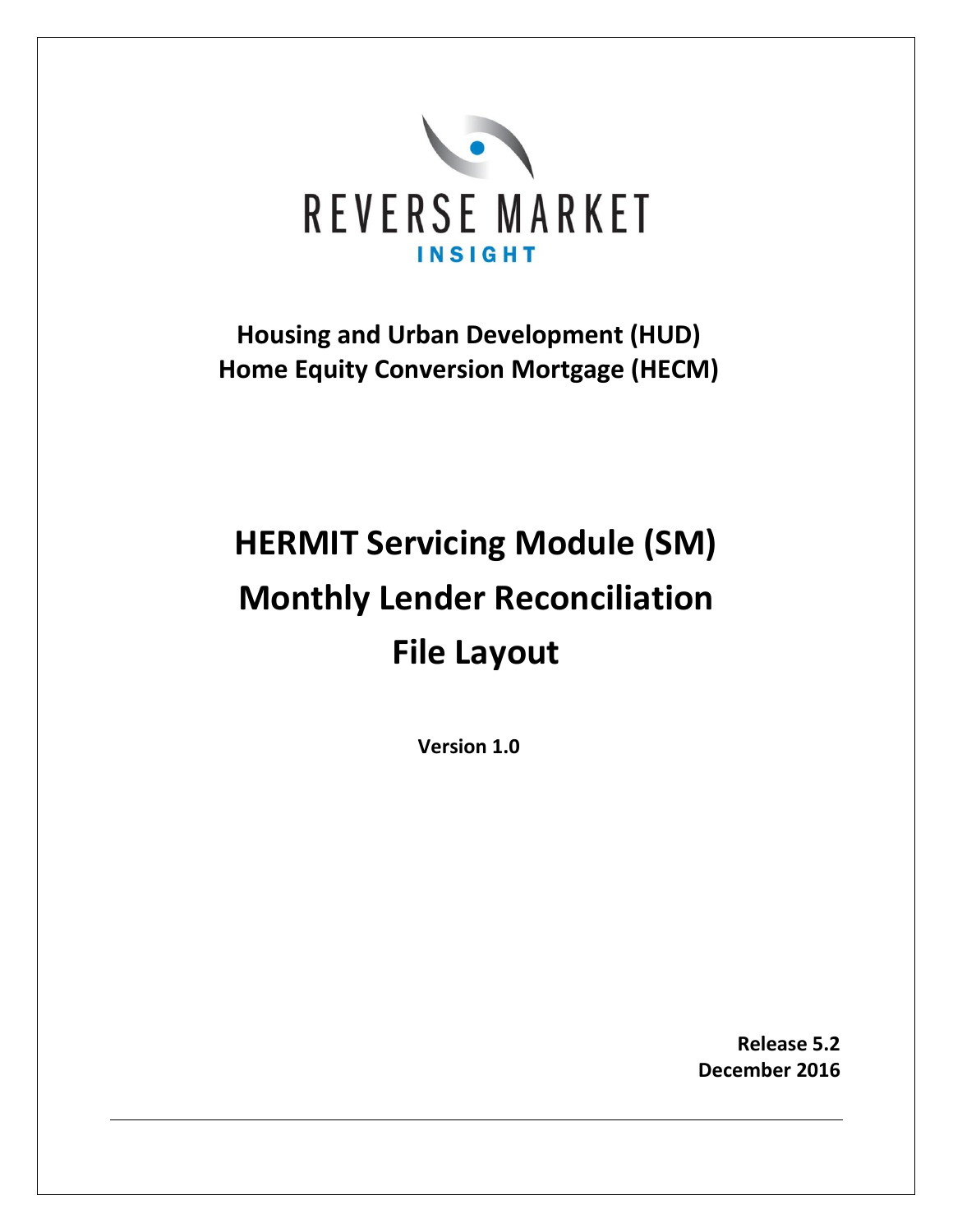REVERSE MARKET

INSIGHT

**Housing and Urban Development (HUD)**
**Home Equity Conversion Mortgage (HECM)**

# HERMIT Servicing Module (SM)
# Monthly Lender Reconciliation
# File Layout

**Version 1.0**

**Release 5.2**
**December 2016**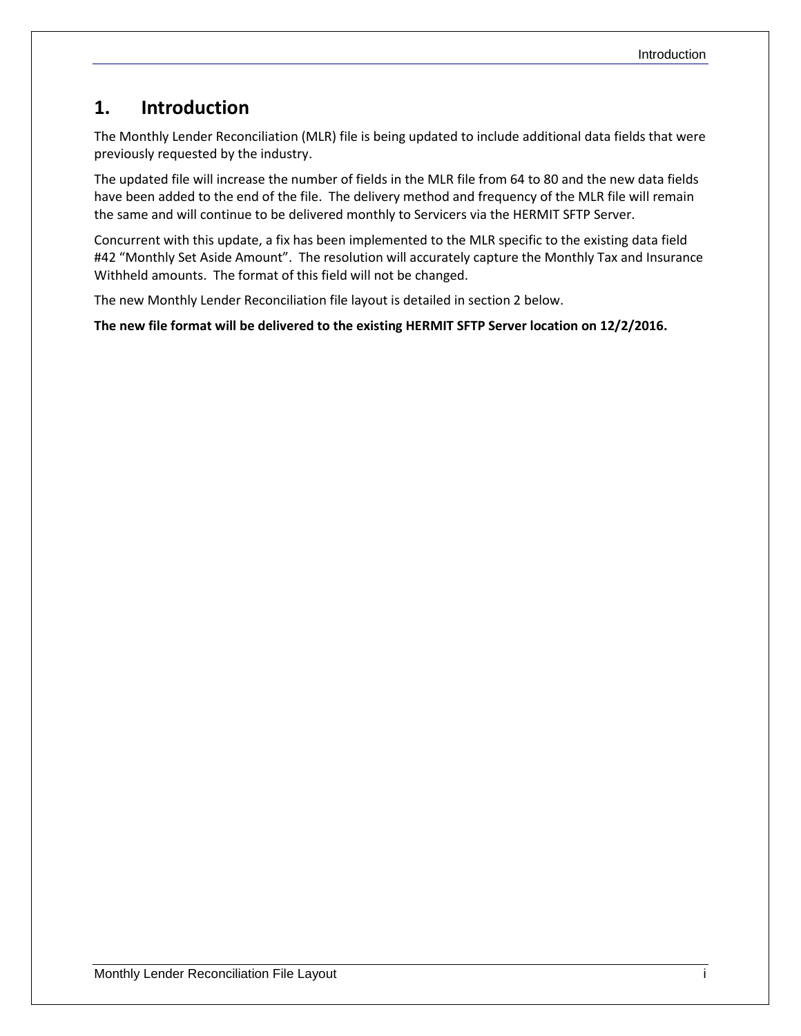# 1. Introduction

The Monthly Lender Reconciliation (MLR) file is being updated to include additional data fields that were previously requested by the industry.

The updated file will increase the number of fields in the MLR file from 64 to 80 and the new data fields have been added to the end of the file. The delivery method and frequency of the MLR file will remain the same and will continue to be delivered monthly to Servicers via the HERMIT SFTP Server.

Concurrent with this update, a fix has been implemented to the MLR specific to the existing data field #42 “Monthly Set Aside Amount”. The resolution will accurately capture the Monthly Tax and Insurance Withheld amounts. The format of this field will not be changed.

The new Monthly Lender Reconciliation file layout is detailed in section 2 below.

**The new file format will be delivered to the existing HERMIT SFTP Server location on 12/2/2016.**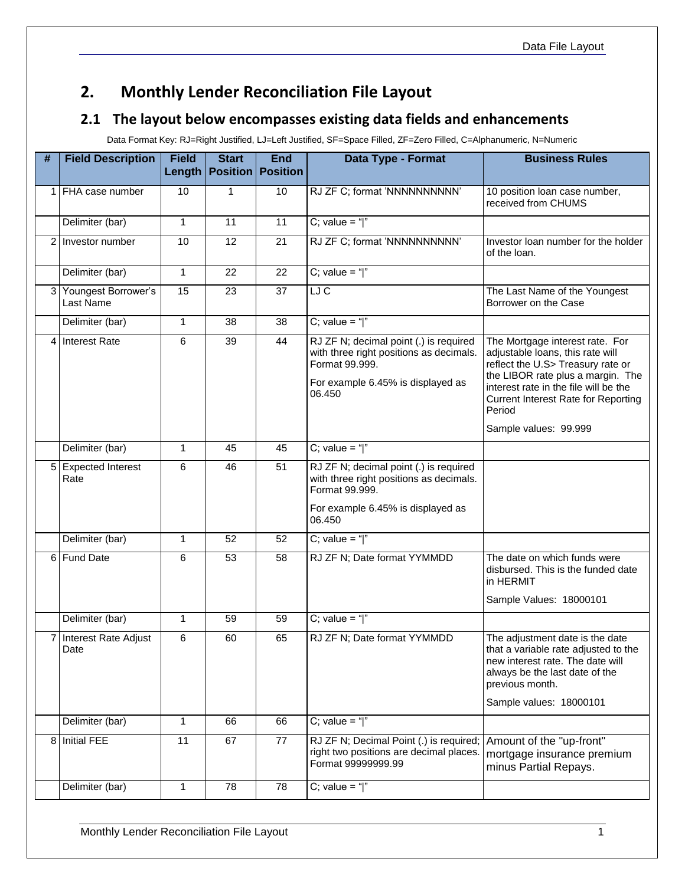# 2. Monthly Lender Reconciliation File Layout

## 2.1 The layout below encompasses existing data fields and enhancements

Data Format Key: RJ=Right Justified, LJ=Left Justified, SF=Space Filled, ZF=Zero Filled, C=Alphanumeric, N=Numeric

| # | Field Description | Field Length | Start Position | End Position | Data Type - Format | Business Rules |
|---|---|---|---|---|---|---|
| 1 | FHA case number | 10 | 1 | 10 | RJ ZF C; format 'NNNNNNNNNN' | 10 position loan case number, received from CHUMS |
| | Delimiter (bar) | 1 | 11 | 11 | C; value = "\|" | |
| 2 | Investor number | 10 | 12 | 21 | RJ ZF C; format 'NNNNNNNNNN' | Investor loan number for the holder of the loan. |
| | Delimiter (bar) | 1 | 22 | 22 | C; value = "\|" | |
| 3 | Youngest Borrower's Last Name | 15 | 23 | 37 | LJ C | The Last Name of the Youngest Borrower on the Case |
| | Delimiter (bar) | 1 | 38 | 38 | C; value = "\|" | |
| 4 | Interest Rate | 6 | 39 | 44 | RJ ZF N; decimal point (.) is required with three right positions as decimals. Format 99.999.<br><br>For example 6.45% is displayed as 06.450 | The Mortgage interest rate. For adjustable loans, this rate will reflect the U.S> Treasury rate or the LIBOR rate plus a margin. The interest rate in the file will be the Current Interest Rate for Reporting Period<br><br>Sample values: 99.999 |
| | Delimiter (bar) | 1 | 45 | 45 | C; value = "\|" | |
| 5 | Expected Interest Rate | 6 | 46 | 51 | RJ ZF N; decimal point (.) is required with three right positions as decimals. Format 99.999.<br><br>For example 6.45% is displayed as 06.450 | |
| | Delimiter (bar) | 1 | 52 | 52 | C; value = "\|" | |
| 6 | Fund Date | 6 | 53 | 58 | RJ ZF N; Date format YYMMDD | The date on which funds were disbursed. This is the funded date in HERMIT<br><br>Sample Values: 18000101 |
| | Delimiter (bar) | 1 | 59 | 59 | C; value = "\|" | |
| 7 | Interest Rate Adjust Date | 6 | 60 | 65 | RJ ZF N; Date format YYMMDD | The adjustment date is the date that a variable rate adjusted to the new interest rate. The date will always be the last date of the previous month.<br><br>Sample values: 18000101 |
| | Delimiter (bar) | 1 | 66 | 66 | C; value = "\|" | |
| 8 | Initial FEE | 11 | 67 | 77 | RJ ZF N; Decimal Point (.) is required; right two positions are decimal places. Format 99999999.99 | Amount of the "up-front" mortgage insurance premium minus Partial Repays. |
| | Delimiter (bar) | 1 | 78 | 78 | C; value = "\|" | |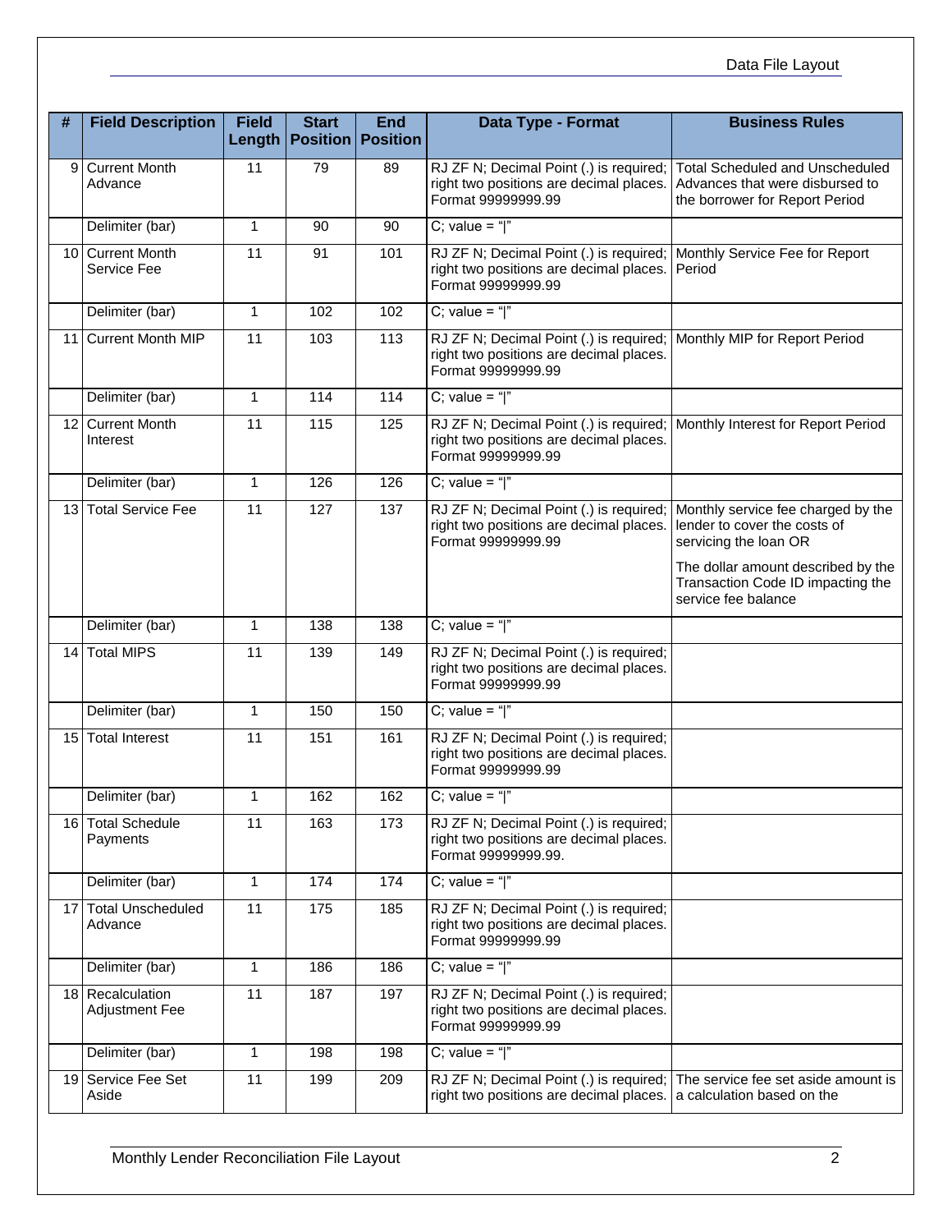| # | Field Description | Field Length | Start Position | End Position | Data Type - Format | Business Rules |
|---|---|---|---|---|---|---|
| 9 | Current Month Advance | 11 | 79 | 89 | RJ ZF N; Decimal Point (.) is required; right two positions are decimal places. Format 99999999.99 | Total Scheduled and Unscheduled Advances that were disbursed to the borrower for Report Period |
| | Delimiter (bar) | 1 | 90 | 90 | C; value = "\|" | |
| 10 | Current Month Service Fee | 11 | 91 | 101 | RJ ZF N; Decimal Point (.) is required; right two positions are decimal places. Format 99999999.99 | Monthly Service Fee for Report Period |
| | Delimiter (bar) | 1 | 102 | 102 | C; value = "\|" | |
| 11 | Current Month MIP | 11 | 103 | 113 | RJ ZF N; Decimal Point (.) is required; right two positions are decimal places. Format 99999999.99 | Monthly MIP for Report Period |
| | Delimiter (bar) | 1 | 114 | 114 | C; value = "\|" | |
| 12 | Current Month Interest | 11 | 115 | 125 | RJ ZF N; Decimal Point (.) is required; right two positions are decimal places. Format 99999999.99 | Monthly Interest for Report Period |
| | Delimiter (bar) | 1 | 126 | 126 | C; value = "\|" | |
| 13 | Total Service Fee | 11 | 127 | 137 | RJ ZF N; Decimal Point (.) is required; right two positions are decimal places. Format 99999999.99 | Monthly service fee charged by the lender to cover the costs of servicing the loan OR The dollar amount described by the Transaction Code ID impacting the service fee balance |
| | Delimiter (bar) | 1 | 138 | 138 | C; value = "\|" | |
| 14 | Total MIPS | 11 | 139 | 149 | RJ ZF N; Decimal Point (.) is required; right two positions are decimal places. Format 99999999.99 | |
| | Delimiter (bar) | 1 | 150 | 150 | C; value = "\|" | |
| 15 | Total Interest | 11 | 151 | 161 | RJ ZF N; Decimal Point (.) is required; right two positions are decimal places. Format 99999999.99 | |
| | Delimiter (bar) | 1 | 162 | 162 | C; value = "\|" | |
| 16 | Total Schedule Payments | 11 | 163 | 173 | RJ ZF N; Decimal Point (.) is required; right two positions are decimal places. Format 99999999.99. | |
| | Delimiter (bar) | 1 | 174 | 174 | C; value = "\|" | |
| 17 | Total Unscheduled Advance | 11 | 175 | 185 | RJ ZF N; Decimal Point (.) is required; right two positions are decimal places. Format 99999999.99 | |
| | Delimiter (bar) | 1 | 186 | 186 | C; value = "\|" | |
| 18 | Recalculation Adjustment Fee | 11 | 187 | 197 | RJ ZF N; Decimal Point (.) is required; right two positions are decimal places. Format 99999999.99 | |
| | Delimiter (bar) | 1 | 198 | 198 | C; value = "\|" | |
| 19 | Service Fee Set Aside | 11 | 199 | 209 | RJ ZF N; Decimal Point (.) is required; right two positions are decimal places. | The service fee set aside amount is a calculation based on the |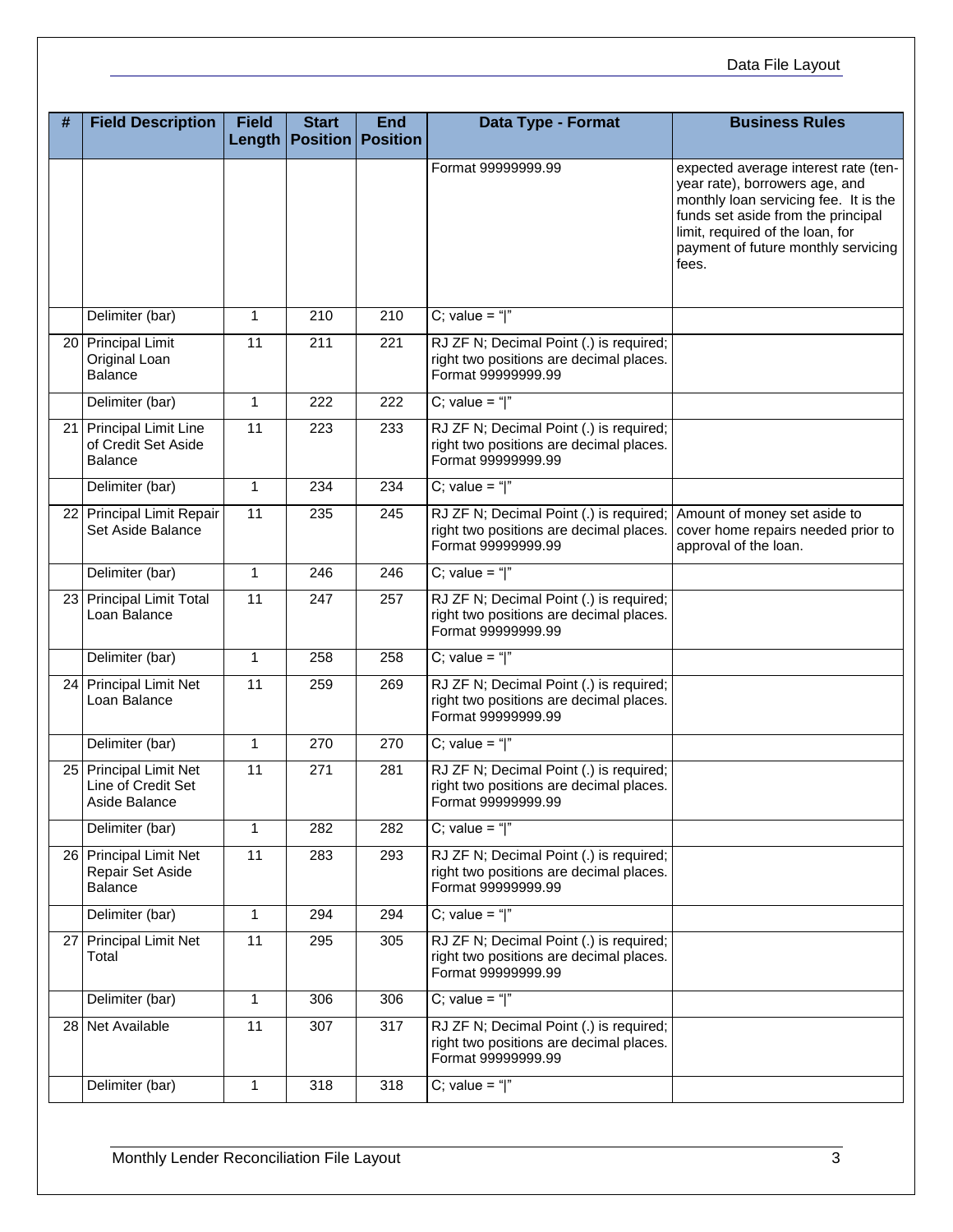| # | Field Description | Field Length | Start Position | End Position | Data Type - Format | Business Rules |
|---|---|---|---|---|---|---|
| | | | | | Format 99999999.99 | expected average interest rate (ten-year rate), borrowers age, and monthly loan servicing fee. It is the funds set aside from the principal limit, required of the loan, for payment of future monthly servicing fees. |
| | Delimiter (bar) | 1 | 210 | 210 | C; value = "\|" | |
| 20 | Principal Limit Original Loan Balance | 11 | 211 | 221 | RJ ZF N; Decimal Point (.) is required; right two positions are decimal places. Format 99999999.99 | |
| | Delimiter (bar) | 1 | 222 | 222 | C; value = "\|" | |
| 21 | Principal Limit Line of Credit Set Aside Balance | 11 | 223 | 233 | RJ ZF N; Decimal Point (.) is required; right two positions are decimal places. Format 99999999.99 | |
| | Delimiter (bar) | 1 | 234 | 234 | C; value = "\|" | |
| 22 | Principal Limit Repair Set Aside Balance | 11 | 235 | 245 | RJ ZF N; Decimal Point (.) is required; right two positions are decimal places. Format 99999999.99 | Amount of money set aside to cover home repairs needed prior to approval of the loan. |
| | Delimiter (bar) | 1 | 246 | 246 | C; value = "\|" | |
| 23 | Principal Limit Total Loan Balance | 11 | 247 | 257 | RJ ZF N; Decimal Point (.) is required; right two positions are decimal places. Format 99999999.99 | |
| | Delimiter (bar) | 1 | 258 | 258 | C; value = "\|" | |
| 24 | Principal Limit Net Loan Balance | 11 | 259 | 269 | RJ ZF N; Decimal Point (.) is required; right two positions are decimal places. Format 99999999.99 | |
| | Delimiter (bar) | 1 | 270 | 270 | C; value = "\|" | |
| 25 | Principal Limit Net Line of Credit Set Aside Balance | 11 | 271 | 281 | RJ ZF N; Decimal Point (.) is required; right two positions are decimal places. Format 99999999.99 | |
| | Delimiter (bar) | 1 | 282 | 282 | C; value = "\|" | |
| 26 | Principal Limit Net Repair Set Aside Balance | 11 | 283 | 293 | RJ ZF N; Decimal Point (.) is required; right two positions are decimal places. Format 99999999.99 | |
| | Delimiter (bar) | 1 | 294 | 294 | C; value = "\|" | |
| 27 | Principal Limit Net Total | 11 | 295 | 305 | RJ ZF N; Decimal Point (.) is required; right two positions are decimal places. Format 99999999.99 | |
| | Delimiter (bar) | 1 | 306 | 306 | C; value = "\|" | |
| 28 | Net Available | 11 | 307 | 317 | RJ ZF N; Decimal Point (.) is required; right two positions are decimal places. Format 99999999.99 | |
| | Delimiter (bar) | 1 | 318 | 318 | C; value = "\|" | |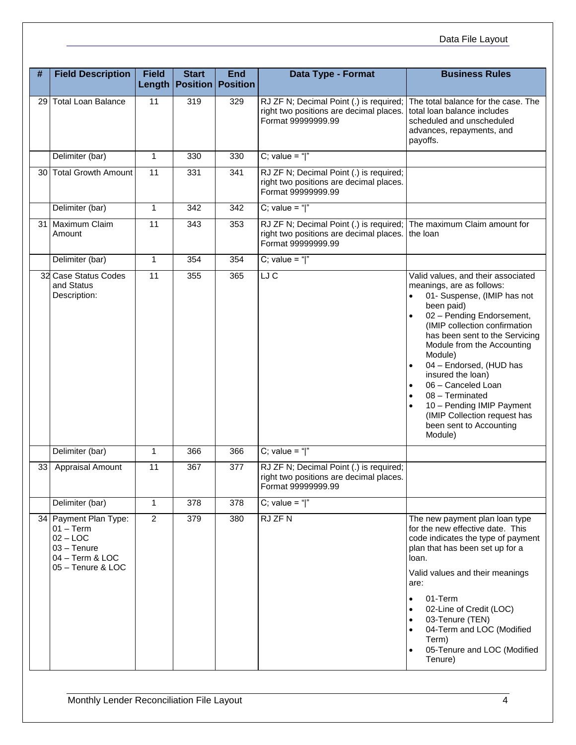| # | Field Description | Field Length | Start Position | End Position | Data Type - Format | Business Rules |
|---|---|---|---|---|---|---|
| 29 | Total Loan Balance | 11 | 319 | 329 | RJ ZF N; Decimal Point (.) is required; right two positions are decimal places. Format 99999999.99 | The total balance for the case. The total loan balance includes scheduled and unscheduled advances, repayments, and payoffs. |
| | Delimiter (bar) | 1 | 330 | 330 | C; value = "\|" | |
| 30 | Total Growth Amount | 11 | 331 | 341 | RJ ZF N; Decimal Point (.) is required; right two positions are decimal places. Format 99999999.99 | |
| | Delimiter (bar) | 1 | 342 | 342 | C; value = "\|" | |
| 31 | Maximum Claim Amount | 11 | 343 | 353 | RJ ZF N; Decimal Point (.) is required; right two positions are decimal places. Format 99999999.99 | The maximum Claim amount for the loan |
| | Delimiter (bar) | 1 | 354 | 354 | C; value = "\|" | |
| 32 | Case Status Codes and Status Description: | 11 | 355 | 365 | LJ C | Valid values, and their associated meanings, are as follows:<br>• 01- Suspense, (IMIP has not been paid)<br>• 02 – Pending Endorsement, (IMIP collection confirmation has been sent to the Servicing Module from the Accounting Module)<br>• 04 – Endorsed, (HUD has insured the loan)<br>• 06 – Canceled Loan<br>• 08 – Terminated<br>• 10 – Pending IMIP Payment (IMIP Collection request has been sent to Accounting Module) |
| | Delimiter (bar) | 1 | 366 | 366 | C; value = "\|" | |
| 33 | Appraisal Amount | 11 | 367 | 377 | RJ ZF N; Decimal Point (.) is required; right two positions are decimal places. Format 99999999.99 | |
| | Delimiter (bar) | 1 | 378 | 378 | C; value = "\|" | |
| 34 | Payment Plan Type:<br>01 – Term<br>02 – LOC<br>03 – Tenure<br>04 – Term & LOC<br>05 – Tenure & LOC | 2 | 379 | 380 | RJ ZF N | The new payment plan loan type for the new effective date. This code indicates the type of payment plan that has been set up for a loan.<br>Valid values and their meanings are:<br>• 01-Term<br>• 02-Line of Credit (LOC)<br>• 03-Tenure (TEN)<br>• 04-Term and LOC (Modified Term)<br>• 05-Tenure and LOC (Modified Tenure) |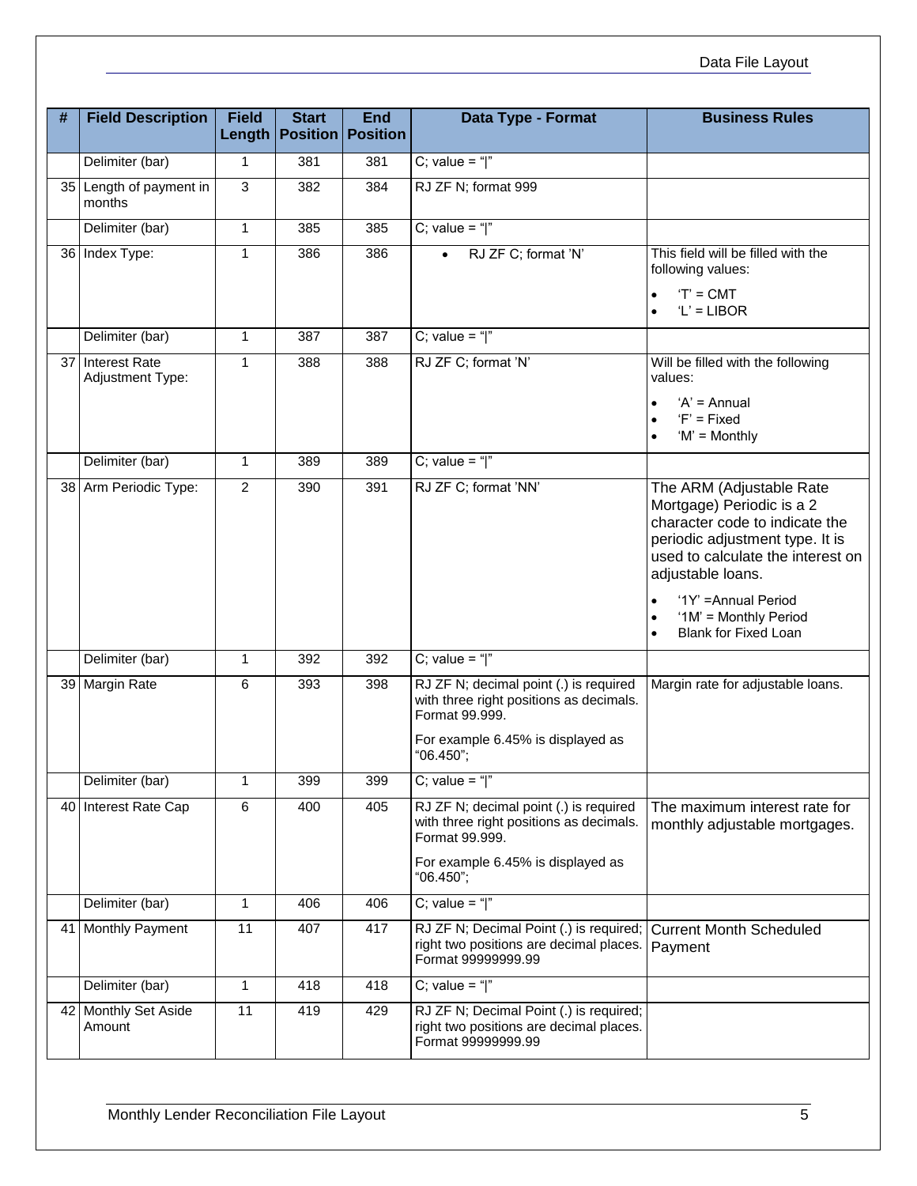| # | Field Description | Field Length | Start Position | End Position | Data Type - Format | Business Rules |
|---|---|---|---|---|---|---|
| | Delimiter (bar) | 1 | 381 | 381 | C; value = "\|" | |
| 35 | Length of payment in months | 3 | 382 | 384 | RJ ZF N; format 999 | |
| | Delimiter (bar) | 1 | 385 | 385 | C; value = "\|" | |
| 36 | Index Type: | 1 | 386 | 386 | • RJ ZF C; format 'N' | This field will be filled with the following values: <br>• 'T' = CMT <br>• 'L' = LIBOR |
| | Delimiter (bar) | 1 | 387 | 387 | C; value = "\|" | |
| 37 | Interest Rate Adjustment Type: | 1 | 388 | 388 | RJ ZF C; format 'N' | Will be filled with the following values: <br>• 'A' = Annual <br>• 'F' = Fixed <br>• 'M' = Monthly |
| | Delimiter (bar) | 1 | 389 | 389 | C; value = "\|" | |
| 38 | Arm Periodic Type: | 2 | 390 | 391 | RJ ZF C; format 'NN' | The ARM (Adjustable Rate Mortgage) Periodic is a 2 character code to indicate the periodic adjustment type. It is used to calculate the interest on adjustable loans. <br>• '1Y' =Annual Period <br>• '1M' = Monthly Period <br>• Blank for Fixed Loan |
| | Delimiter (bar) | 1 | 392 | 392 | C; value = "\|" | |
| 39 | Margin Rate | 6 | 393 | 398 | RJ ZF N; decimal point (.) is required with three right positions as decimals. Format 99.999. <br>For example 6.45% is displayed as "06.450"; | Margin rate for adjustable loans. |
| | Delimiter (bar) | 1 | 399 | 399 | C; value = "\|" | |
| 40 | Interest Rate Cap | 6 | 400 | 405 | RJ ZF N; decimal point (.) is required with three right positions as decimals. Format 99.999. <br>For example 6.45% is displayed as "06.450"; | The maximum interest rate for monthly adjustable mortgages. |
| | Delimiter (bar) | 1 | 406 | 406 | C; value = "\|" | |
| 41 | Monthly Payment | 11 | 407 | 417 | RJ ZF N; Decimal Point (.) is required; right two positions are decimal places. Format 99999999.99 | Current Month Scheduled Payment |
| | Delimiter (bar) | 1 | 418 | 418 | C; value = "\|" | |
| 42 | Monthly Set Aside Amount | 11 | 419 | 429 | RJ ZF N; Decimal Point (.) is required; right two positions are decimal places. Format 99999999.99 | |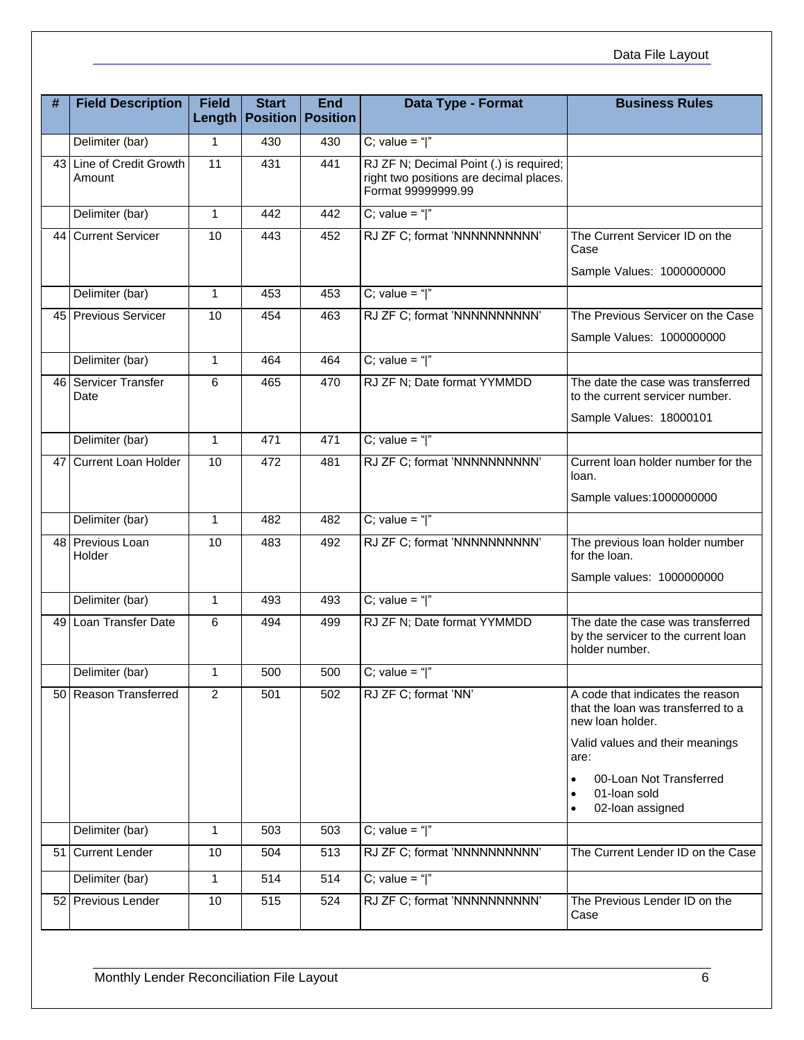| # | Field Description | Field Length | Start Position | End Position | Data Type - Format | Business Rules |
|---|---|---|---|---|---|---|
| | Delimiter (bar) | 1 | 430 | 430 | C; value = "\|" | |
| 43 | Line of Credit Growth Amount | 11 | 431 | 441 | RJ ZF N; Decimal Point (.) is required; right two positions are decimal places. Format 99999999.99 | |
| | Delimiter (bar) | 1 | 442 | 442 | C; value = "\|" | |
| 44 | Current Servicer | 10 | 443 | 452 | RJ ZF C; format 'NNNNNNNNNN' | The Current Servicer ID on the Case<br><br>Sample Values: 1000000000 |
| | Delimiter (bar) | 1 | 453 | 453 | C; value = "\|" | |
| 45 | Previous Servicer | 10 | 454 | 463 | RJ ZF C; format 'NNNNNNNNNN' | The Previous Servicer on the Case<br><br>Sample Values: 1000000000 |
| | Delimiter (bar) | 1 | 464 | 464 | C; value = "\|" | |
| 46 | Servicer Transfer Date | 6 | 465 | 470 | RJ ZF N; Date format YYMMDD | The date the case was transferred to the current servicer number.<br><br>Sample Values: 18000101 |
| | Delimiter (bar) | 1 | 471 | 471 | C; value = "\|" | |
| 47 | Current Loan Holder | 10 | 472 | 481 | RJ ZF C; format 'NNNNNNNNNN' | Current loan holder number for the loan.<br><br>Sample values:1000000000 |
| | Delimiter (bar) | 1 | 482 | 482 | C; value = "\|" | |
| 48 | Previous Loan Holder | 10 | 483 | 492 | RJ ZF C; format 'NNNNNNNNNN' | The previous loan holder number for the loan.<br><br>Sample values: 1000000000 |
| | Delimiter (bar) | 1 | 493 | 493 | C; value = "\|" | |
| 49 | Loan Transfer Date | 6 | 494 | 499 | RJ ZF N; Date format YYMMDD | The date the case was transferred by the servicer to the current loan holder number. |
| | Delimiter (bar) | 1 | 500 | 500 | C; value = "\|" | |
| 50 | Reason Transferred | 2 | 501 | 502 | RJ ZF C; format 'NN' | A code that indicates the reason that the loan was transferred to a new loan holder.<br><br>Valid values and their meanings are:<br><br>• 00-Loan Not Transferred<br>• 01-loan sold<br>• 02-loan assigned |
| | Delimiter (bar) | 1 | 503 | 503 | C; value = "\|" | |
| 51 | Current Lender | 10 | 504 | 513 | RJ ZF C; format 'NNNNNNNNNN' | The Current Lender ID on the Case |
| | Delimiter (bar) | 1 | 514 | 514 | C; value = "\|" | |
| 52 | Previous Lender | 10 | 515 | 524 | RJ ZF C; format 'NNNNNNNNNN' | The Previous Lender ID on the Case |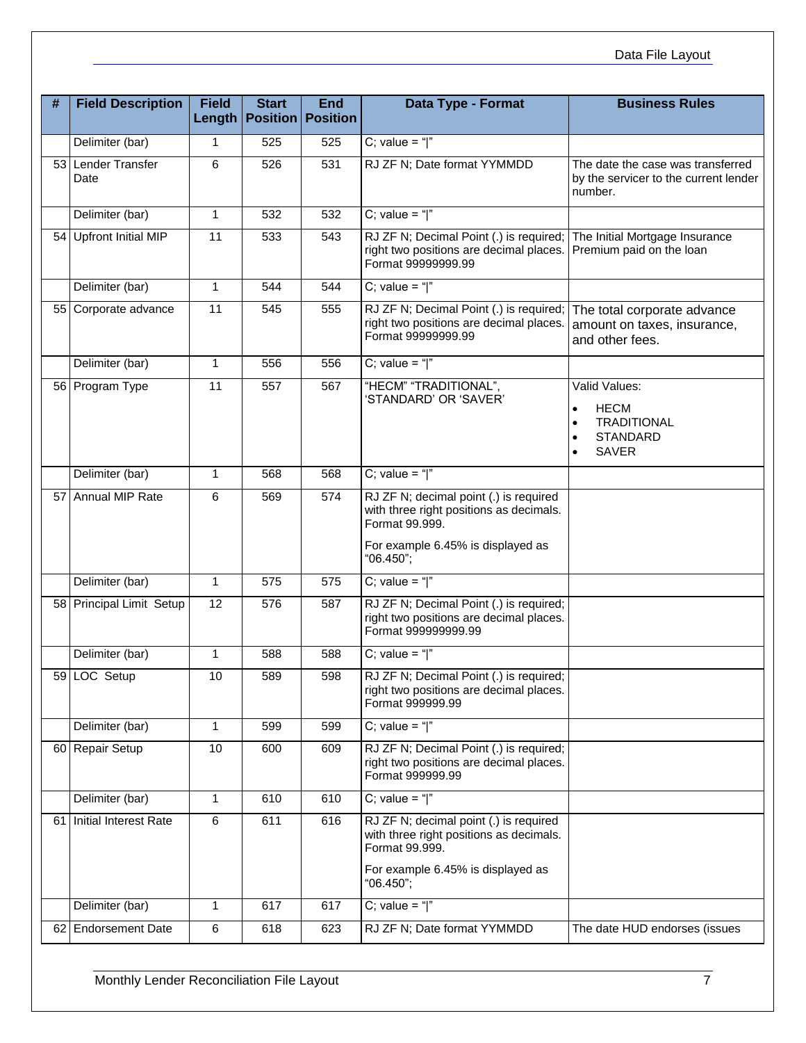| # | Field Description | Field Length | Start Position | End Position | Data Type - Format | Business Rules |
|---|---|---|---|---|---|---|
| | Delimiter (bar) | 1 | 525 | 525 | C; value = "\|" | |
| 53 | Lender Transfer Date | 6 | 526 | 531 | RJ ZF N; Date format YYMMDD | The date the case was transferred by the servicer to the current lender number. |
| | Delimiter (bar) | 1 | 532 | 532 | C; value = "\|" | |
| 54 | Upfront Initial MIP | 11 | 533 | 543 | RJ ZF N; Decimal Point (.) is required; right two positions are decimal places. Format 99999999.99 | The Initial Mortgage Insurance Premium paid on the loan |
| | Delimiter (bar) | 1 | 544 | 544 | C; value = "\|" | |
| 55 | Corporate advance | 11 | 545 | 555 | RJ ZF N; Decimal Point (.) is required; right two positions are decimal places. Format 99999999.99 | The total corporate advance amount on taxes, insurance, and other fees. |
| | Delimiter (bar) | 1 | 556 | 556 | C; value = "\|" | |
| 56 | Program Type | 11 | 557 | 567 | "HECM" "TRADITIONAL", 'STANDARD' OR 'SAVER' | Valid Values: <br>• HECM <br>• TRADITIONAL <br>• STANDARD <br>• SAVER |
| | Delimiter (bar) | 1 | 568 | 568 | C; value = "\|" | |
| 57 | Annual MIP Rate | 6 | 569 | 574 | RJ ZF N; decimal point (.) is required with three right positions as decimals. Format 99.999. <br>For example 6.45% is displayed as "06.450"; | |
| | Delimiter (bar) | 1 | 575 | 575 | C; value = "\|" | |
| 58 | Principal Limit Setup | 12 | 576 | 587 | RJ ZF N; Decimal Point (.) is required; right two positions are decimal places. Format 999999999.99 | |
| | Delimiter (bar) | 1 | 588 | 588 | C; value = "\|" | |
| 59 | LOC Setup | 10 | 589 | 598 | RJ ZF N; Decimal Point (.) is required; right two positions are decimal places. Format 999999.99 | |
| | Delimiter (bar) | 1 | 599 | 599 | C; value = "\|" | |
| 60 | Repair Setup | 10 | 600 | 609 | RJ ZF N; Decimal Point (.) is required; right two positions are decimal places. Format 999999.99 | |
| | Delimiter (bar) | 1 | 610 | 610 | C; value = "\|" | |
| 61 | Initial Interest Rate | 6 | 611 | 616 | RJ ZF N; decimal point (.) is required with three right positions as decimals. Format 99.999. <br>For example 6.45% is displayed as "06.450"; | |
| | Delimiter (bar) | 1 | 617 | 617 | C; value = "\|" | |
| 62 | Endorsement Date | 6 | 618 | 623 | RJ ZF N; Date format YYMMDD | The date HUD endorses (issues |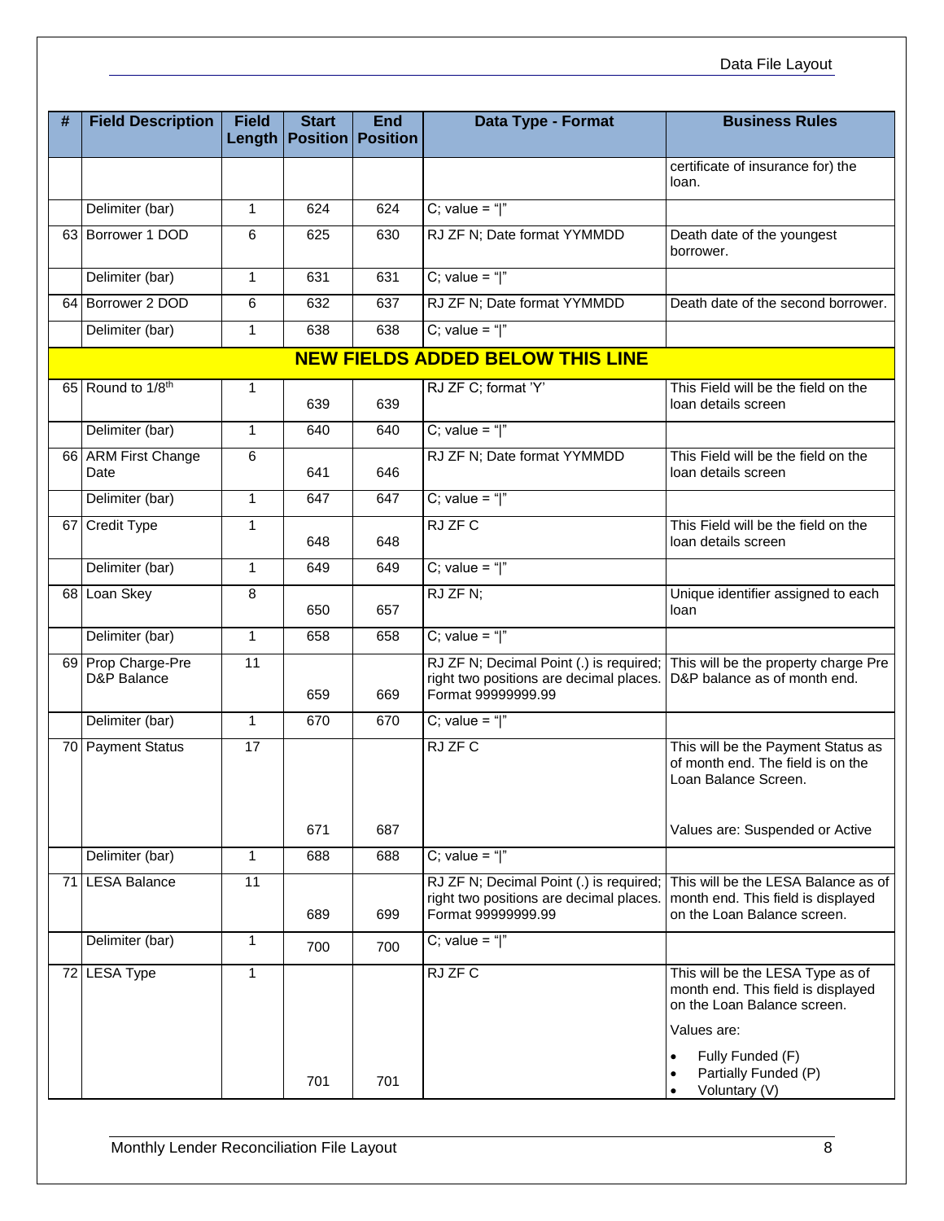| # | Field Description | Field Length | Start Position | End Position | Data Type - Format | Business Rules |
|---|---|---|---|---|---|---|
| | | | | | | certificate of insurance for) the loan. |
| | Delimiter (bar) | 1 | 624 | 624 | C; value = "\|" | |
| 63 | Borrower 1 DOD | 6 | 625 | 630 | RJ ZF N; Date format YYMMDD | Death date of the youngest borrower. |
| | Delimiter (bar) | 1 | 631 | 631 | C; value = "\|" | |
| 64 | Borrower 2 DOD | 6 | 632 | 637 | RJ ZF N; Date format YYMMDD | Death date of the second borrower. |
| | Delimiter (bar) | 1 | 638 | 638 | C; value = "\|" | |
| | **NEW FIELDS ADDED BELOW THIS LINE** | | | | | |
| 65 | Round to 1/8th | 1 | 639 | 639 | RJ ZF C; format 'Y' | This Field will be the field on the loan details screen |
| | Delimiter (bar) | 1 | 640 | 640 | C; value = "\|" | |
| 66 | ARM First Change Date | 6 | 641 | 646 | RJ ZF N; Date format YYMMDD | This Field will be the field on the loan details screen |
| | Delimiter (bar) | 1 | 647 | 647 | C; value = "\|" | |
| 67 | Credit Type | 1 | 648 | 648 | RJ ZF C | This Field will be the field on the loan details screen |
| | Delimiter (bar) | 1 | 649 | 649 | C; value = "\|" | |
| 68 | Loan Skey | 8 | 650 | 657 | RJ ZF N; | Unique identifier assigned to each loan |
| | Delimiter (bar) | 1 | 658 | 658 | C; value = "\|" | |
| 69 | Prop Charge-Pre D&P Balance | 11 | 659 | 669 | RJ ZF N; Decimal Point (.) is required; right two positions are decimal places. Format 99999999.99 | This will be the property charge Pre D&P balance as of month end. |
| | Delimiter (bar) | 1 | 670 | 670 | C; value = "\|" | |
| 70 | Payment Status | 17 | 671 | 687 | RJ ZF C | This will be the Payment Status as of month end. The field is on the Loan Balance Screen. Values are: Suspended or Active |
| | Delimiter (bar) | 1 | 688 | 688 | C; value = "\|" | |
| 71 | LESA Balance | 11 | 689 | 699 | RJ ZF N; Decimal Point (.) is required; right two positions are decimal places. Format 99999999.99 | This will be the LESA Balance as of month end. This field is displayed on the Loan Balance screen. |
| | Delimiter (bar) | 1 | 700 | 700 | C; value = "\|" | |
| 72 | LESA Type | 1 | 701 | 701 | RJ ZF C | This will be the LESA Type as of month end. This field is displayed on the Loan Balance screen. Values are: • Fully Funded (F) • Partially Funded (P) • Voluntary (V) |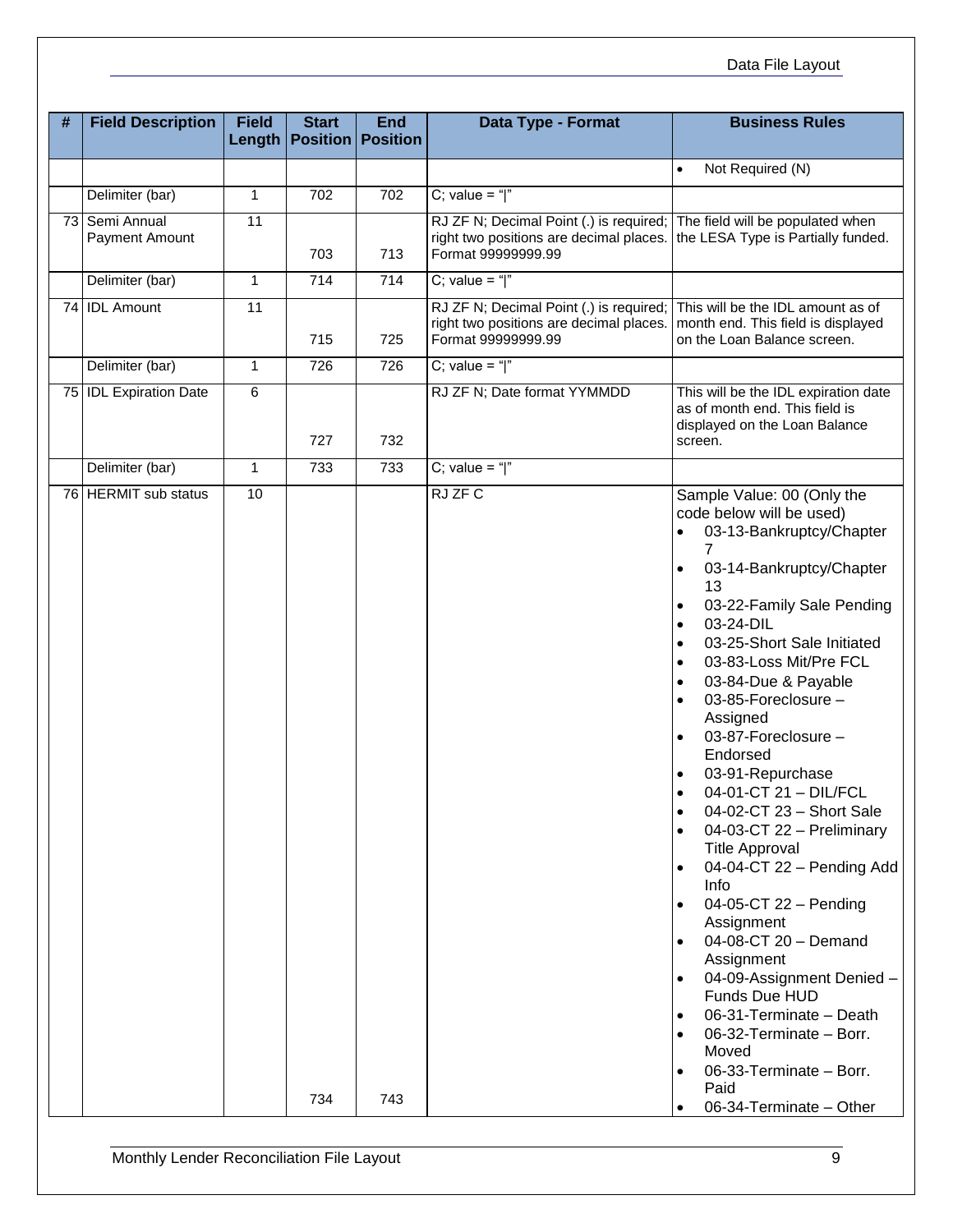| # | Field Description | Field Length | Start Position | End Position | Data Type - Format | Business Rules |
|---|---|---|---|---|---|---|
| | | | | | | • Not Required (N) |
| | Delimiter (bar) | 1 | 702 | 702 | C; value = "\|" | |
| 73 | Semi Annual Payment Amount | 11 | 703 | 713 | RJ ZF N; Decimal Point (.) is required; right two positions are decimal places. Format 99999999.99 | The field will be populated when the LESA Type is Partially funded. |
| | Delimiter (bar) | 1 | 714 | 714 | C; value = "\|" | |
| 74 | IDL Amount | 11 | 715 | 725 | RJ ZF N; Decimal Point (.) is required; right two positions are decimal places. Format 99999999.99 | This will be the IDL amount as of month end. This field is displayed on the Loan Balance screen. |
| | Delimiter (bar) | 1 | 726 | 726 | C; value = "\|" | |
| 75 | IDL Expiration Date | 6 | 727 | 732 | RJ ZF N; Date format YYMMDD | This will be the IDL expiration date as of month end. This field is displayed on the Loan Balance screen. |
| | Delimiter (bar) | 1 | 733 | 733 | C; value = "\|" | |
| 76 | HERMIT sub status | 10 | 734 | 743 | RJ ZF C | Sample Value: 00 (Only the code below will be used)<br>• 03-13-Bankruptcy/Chapter 7<br>• 03-14-Bankruptcy/Chapter 13<br>• 03-22-Family Sale Pending<br>• 03-24-DIL<br>• 03-25-Short Sale Initiated<br>• 03-83-Loss Mit/Pre FCL<br>• 03-84-Due & Payable<br>• 03-85-Foreclosure – Assigned<br>• 03-87-Foreclosure – Endorsed<br>• 03-91-Repurchase<br>• 04-01-CT 21 – DIL/FCL<br>• 04-02-CT 23 – Short Sale<br>• 04-03-CT 22 – Preliminary Title Approval<br>• 04-04-CT 22 – Pending Add Info<br>• 04-05-CT 22 – Pending Assignment<br>• 04-08-CT 20 – Demand Assignment<br>• 04-09-Assignment Denied – Funds Due HUD<br>• 06-31-Terminate – Death<br>• 06-32-Terminate – Borr. Moved<br>• 06-33-Terminate – Borr. Paid<br>• 06-34-Terminate – Other |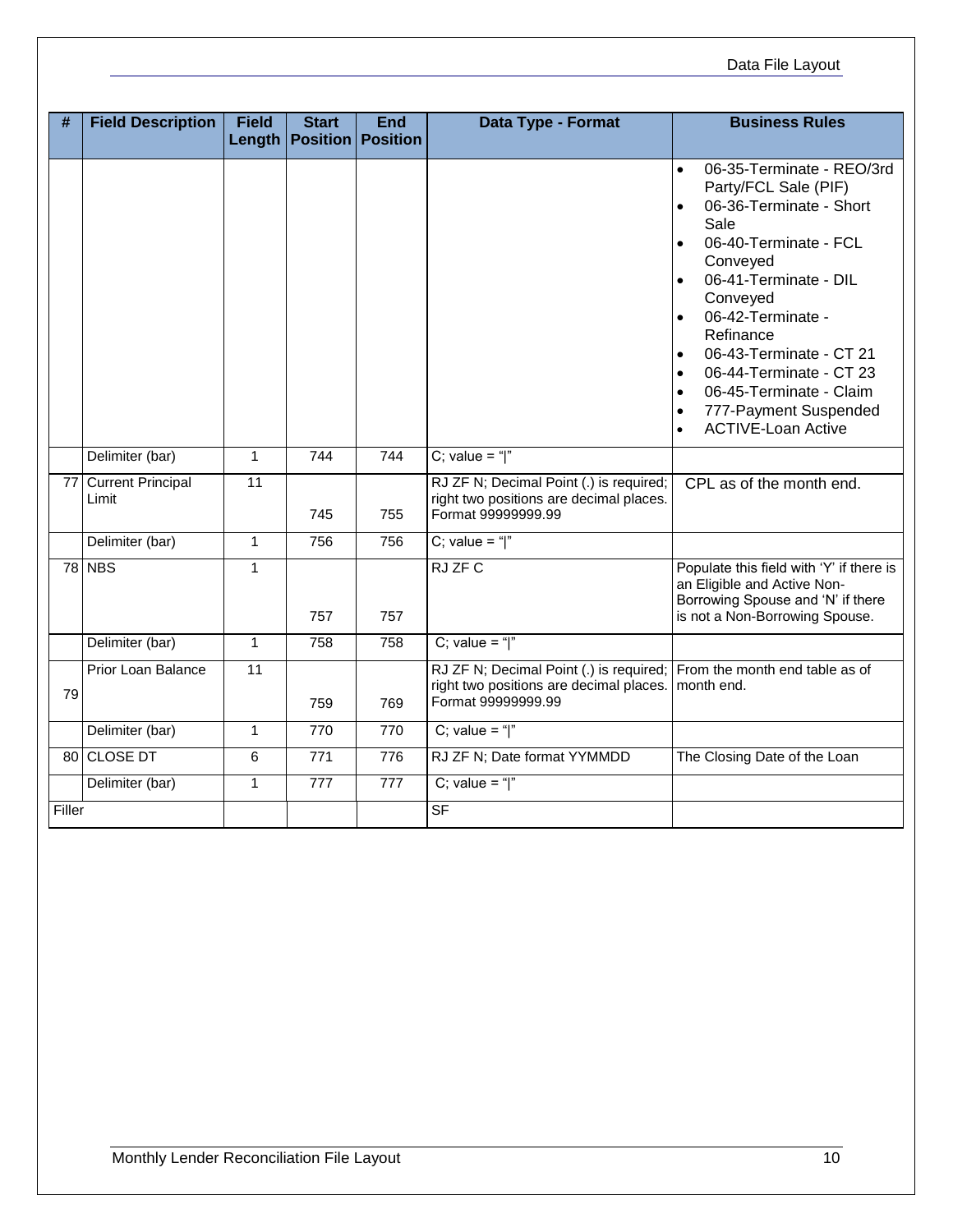| # | Field Description | Field Length | Start Position | End Position | Data Type - Format | Business Rules |
|---|---|---|---|---|---|---|
| | | | | | | • 06-35-Terminate - REO/3rd Party/FCL Sale (PIF)<br>• 06-36-Terminate - Short Sale<br>• 06-40-Terminate - FCL Conveyed<br>• 06-41-Terminate - DIL Conveyed<br>• 06-42-Terminate - Refinance<br>• 06-43-Terminate - CT 21<br>• 06-44-Terminate - CT 23<br>• 06-45-Terminate - Claim<br>• 777-Payment Suspended<br>• ACTIVE-Loan Active |
| | Delimiter (bar) | 1 | 744 | 744 | C; value = "\|" | |
| 77 | Current Principal Limit | 11 | 745 | 755 | RJ ZF N; Decimal Point (.) is required; right two positions are decimal places. Format 99999999.99 | CPL as of the month end. |
| | Delimiter (bar) | 1 | 756 | 756 | C; value = "\|" | |
| 78 | NBS | 1 | 757 | 757 | RJ ZF C | Populate this field with 'Y' if there is an Eligible and Active Non-Borrowing Spouse and 'N' if there is not a Non-Borrowing Spouse. |
| | Delimiter (bar) | 1 | 758 | 758 | C; value = "\|" | |
| 79 | Prior Loan Balance | 11 | 759 | 769 | RJ ZF N; Decimal Point (.) is required; right two positions are decimal places. Format 99999999.99 | From the month end table as of month end. |
| | Delimiter (bar) | 1 | 770 | 770 | C; value = "\|" | |
| 80 | CLOSE DT | 6 | 771 | 776 | RJ ZF N; Date format YYMMDD | The Closing Date of the Loan |
| | Delimiter (bar) | 1 | 777 | 777 | C; value = "\|" | |
| Filler | | | | | SF | |